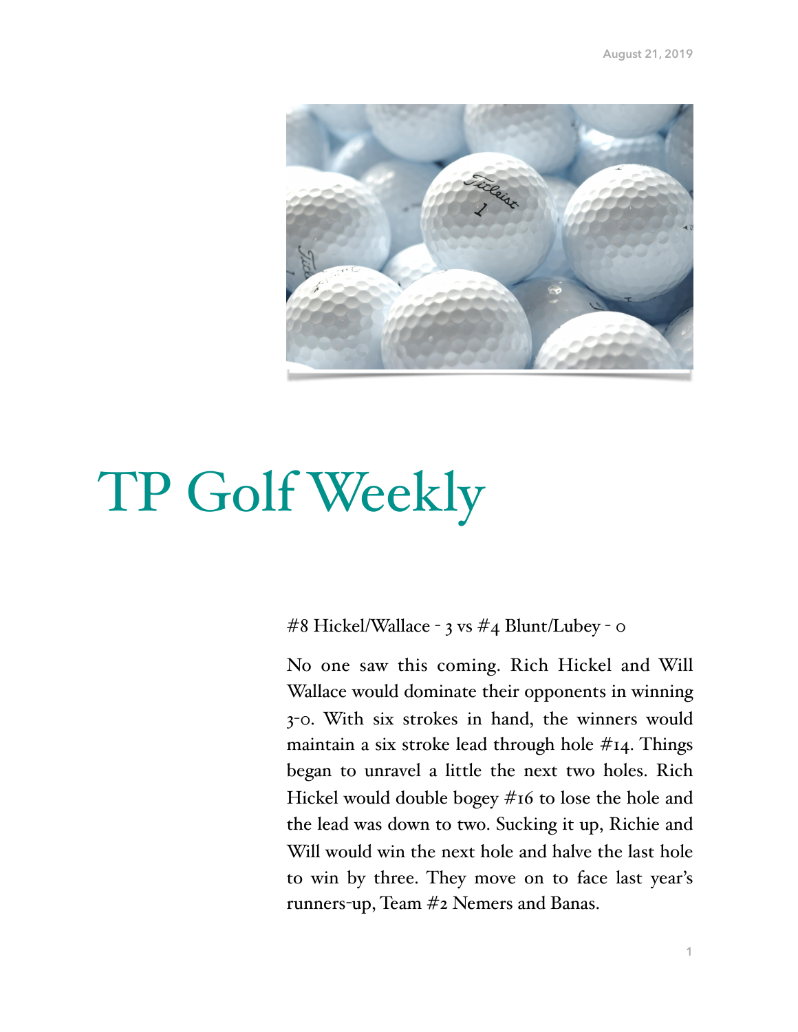August 21, 2019

# TP Golf Weekly

#8 Hickel/Wallace - 3 vs #4 Blunt/Lubey - 0

No one saw this coming. Rich Hickel and Will Wallace would dominate their opponents in winning 3-0. With six strokes in hand, the winners would maintain a six stroke lead through hole #14. Things began to unravel a little the next two holes. Rich Hickel would double bogey #16 to lose the hole and the lead was down to two. Sucking it up, Richie and Will would win the next hole and halve the last hole to win by three. They move on to face last year's runners-up, Team #2 Nemers and Banas.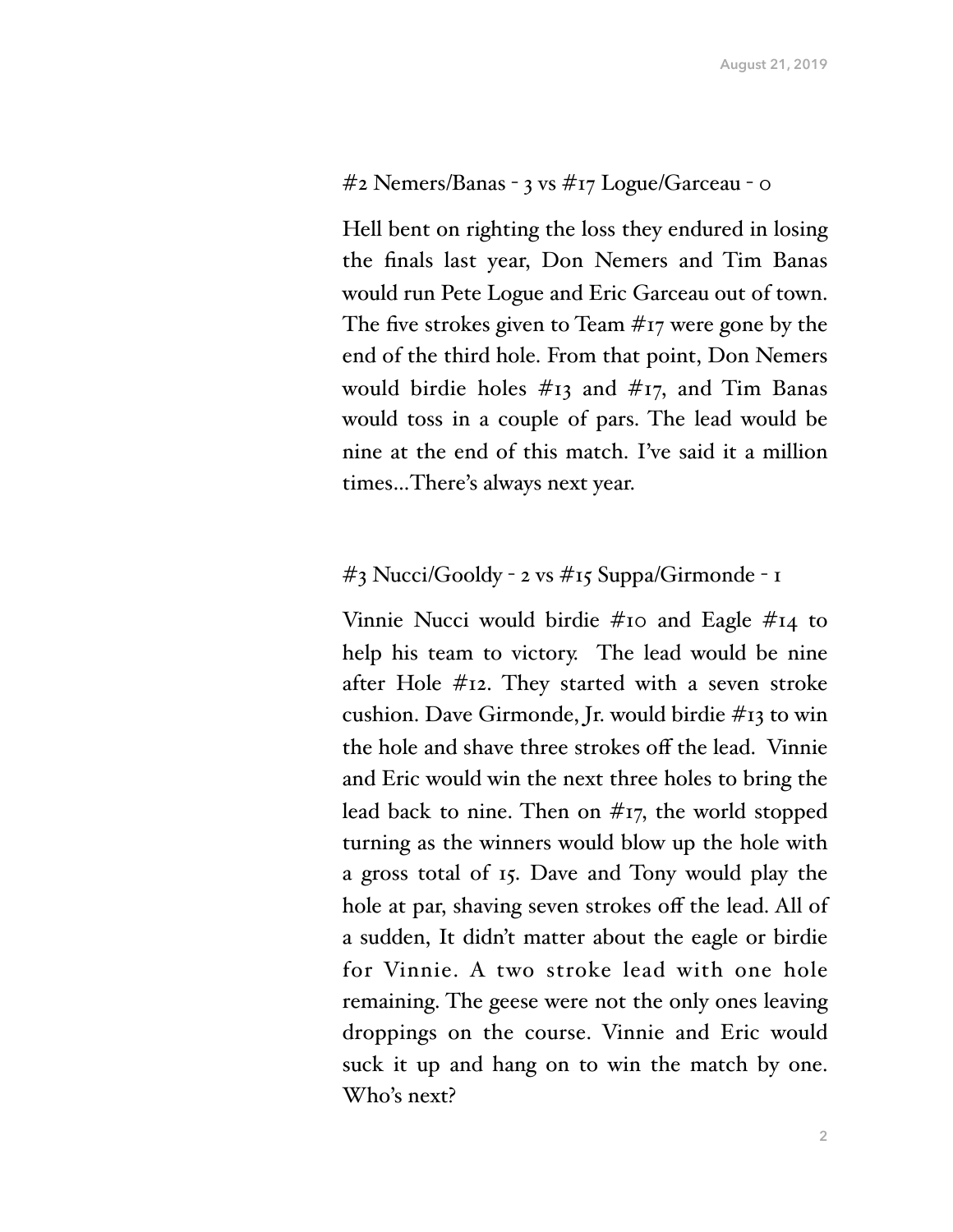### #2 Nemers/Banas - 3 vs #17 Logue/Garceau - 0

Hell bent on righting the loss they endured in losing the finals last year, Don Nemers and Tim Banas would run Pete Logue and Eric Garceau out of town. The five strokes given to Team #17 were gone by the end of the third hole. From that point, Don Nemers would birdie holes #13 and #17, and Tim Banas would toss in a couple of pars. The lead would be nine at the end of this match. I've said it a million times…There's always next year.

### #3 Nucci/Gooldy - 2 vs #15 Suppa/Girmonde - 1

Vinnie Nucci would birdie #10 and Eagle #14 to help his team to victory. The lead would be nine after Hole #12. They started with a seven stroke cushion. Dave Girmonde, Jr. would birdie #13 to win the hole and shave three strokes off the lead. Vinnie and Eric would win the next three holes to bring the lead back to nine. Then on #17, the world stopped turning as the winners would blow up the hole with a gross total of 15. Dave and Tony would play the hole at par, shaving seven strokes off the lead. All of a sudden, It didn't matter about the eagle or birdie for Vinnie. A two stroke lead with one hole remaining. The geese were not the only ones leaving droppings on the course. Vinnie and Eric would suck it up and hang on to win the match by one. Who's next?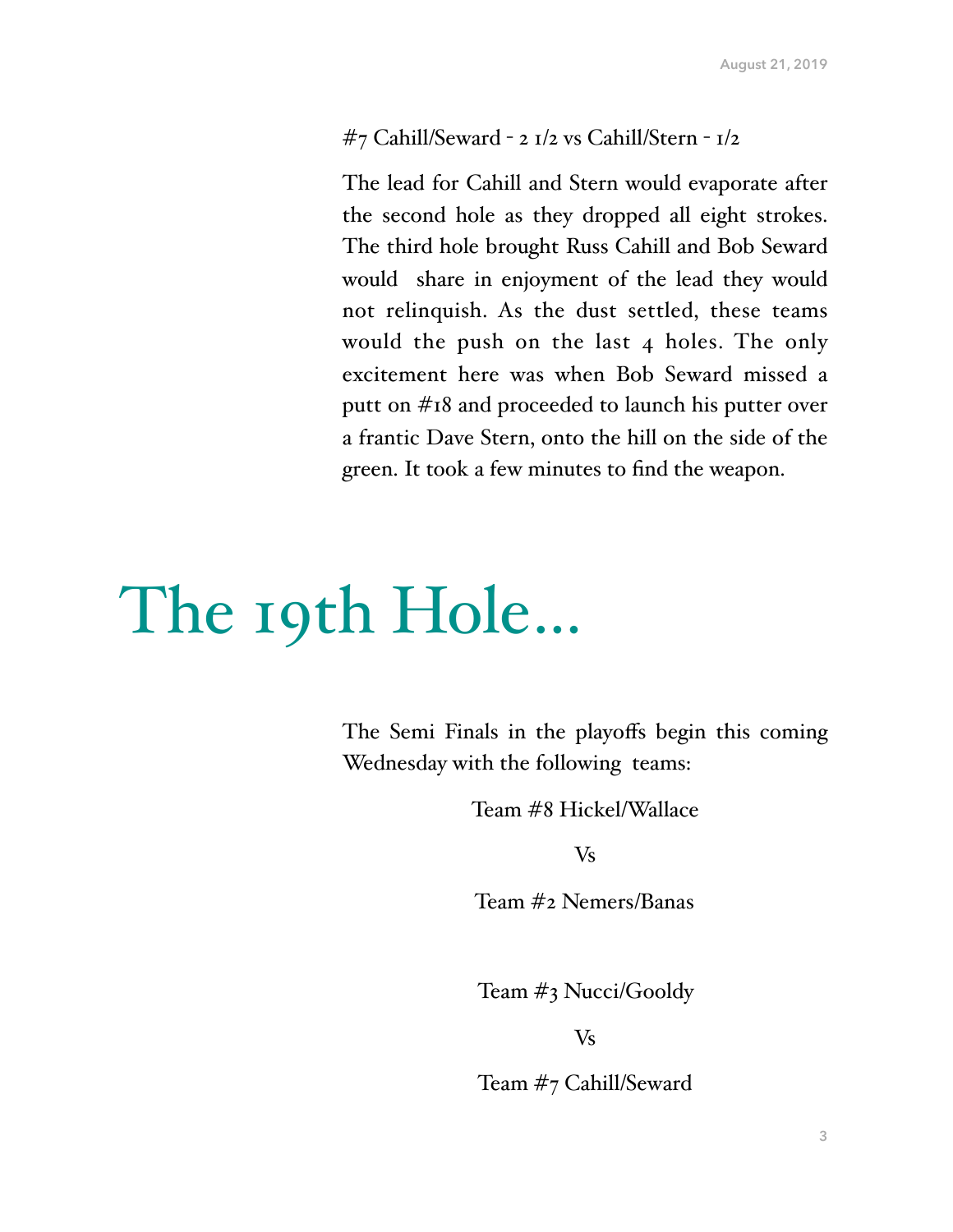#7 Cahill/Seward - 2 1/2 vs Cahill/Stern - 1/2

The lead for Cahill and Stern would evaporate after the second hole as they dropped all eight strokes. The third hole brought Russ Cahill and Bob Seward would  share in enjoyment of the lead they would not relinquish. As the dust settled, these teams would the push on the last 4 holes. The only excitement here was when Bob Seward missed a putt on #18 and proceeded to launch his putter over a frantic Dave Stern, onto the hill on the side of the green. It took a few minutes to find the weapon.

# The 19th Hole...

The Semi Finals in the playoffs begin this coming Wednesday with the following  teams:

Team #8 Hickel/Wallace

Vs

Team #2 Nemers/Banas

Team #3 Nucci/Gooldy

Vs

Team #7 Cahill/Seward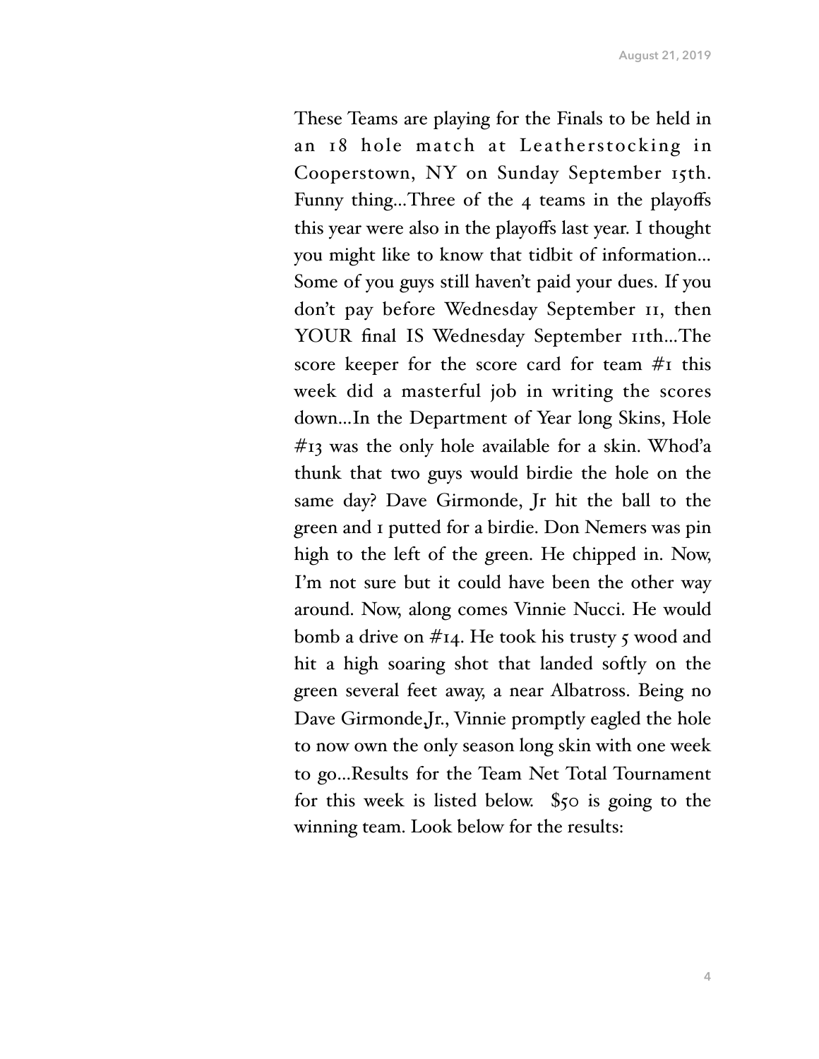These Teams are playing for the Finals to be held in an 18 hole match at Leatherstocking in Cooperstown, NY on Sunday September 15th. Funny thing...Three of the 4 teams in the playoffs this year were also in the playoffs last year. I thought you might like to know that tidbit of information... Some of you guys still haven't paid your dues. If you don't pay before Wednesday September 11, then YOUR final IS Wednesday September 11th...The score keeper for the score card for team #1 this week did a masterful job in writing the scores down...In the Department of Year long Skins, Hole #13 was the only hole available for a skin. Whod'a thunk that two guys would birdie the hole on the same day? Dave Girmonde, Jr hit the ball to the green and 1 putted for a birdie. Don Nemers was pin high to the left of the green. He chipped in. Now, I'm not sure but it could have been the other way around. Now, along comes Vinnie Nucci. He would bomb a drive on #14. He took his trusty 5 wood and hit a high soaring shot that landed softly on the green several feet away, a near Albatross. Being no Dave Girmonde,Jr., Vinnie promptly eagled the hole to now own the only season long skin with one week to go...Results for the Team Net Total Tournament for this week is listed below. $50 is going to the winning team. Look below for the results: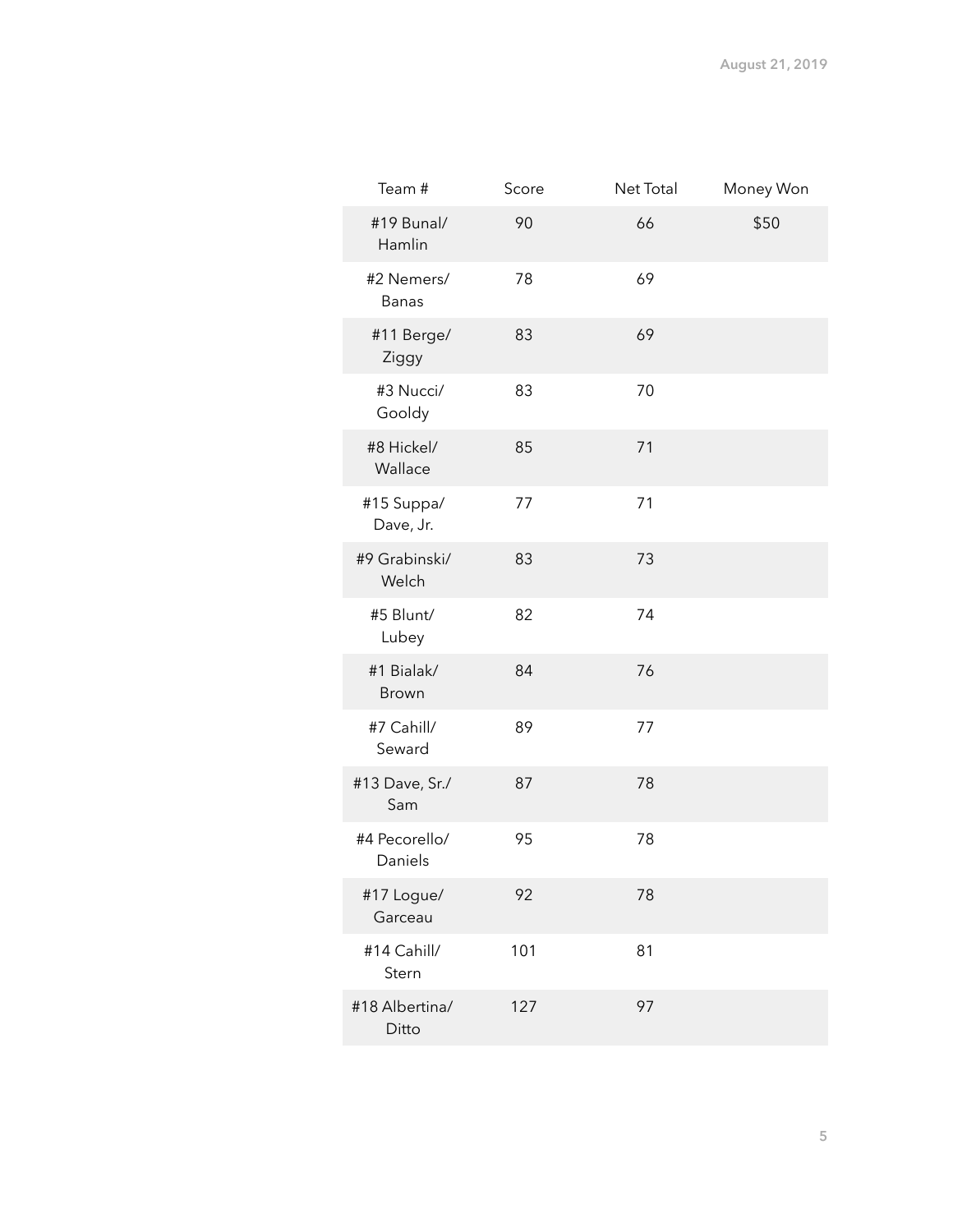| Team # | Score | Net Total | Money Won |
| --- | --- | --- | --- |
| #19 Bunal/ Hamlin | 90 | 66 | $50 |
| #2 Nemers/ Banas | 78 | 69 | |
| #11 Berge/ Ziggy | 83 | 69 | |
| #3 Nucci/ Gooldy | 83 | 70 | |
| #8 Hickel/ Wallace | 85 | 71 | |
| #15 Suppa/ Dave, Jr. | 77 | 71 | |
| #9 Grabinski/ Welch | 83 | 73 | |
| #5 Blunt/ Lubey | 82 | 74 | |
| #1 Bialak/ Brown | 84 | 76 | |
| #7 Cahill/ Seward | 89 | 77 | |
| #13 Dave, Sr./ Sam | 87 | 78 | |
| #4 Pecorello/ Daniels | 95 | 78 | |
| #17 Logue/ Garceau | 92 | 78 | |
| #14 Cahill/ Stern | 101 | 81 | |
| #18 Albertina/ Ditto | 127 | 97 | |